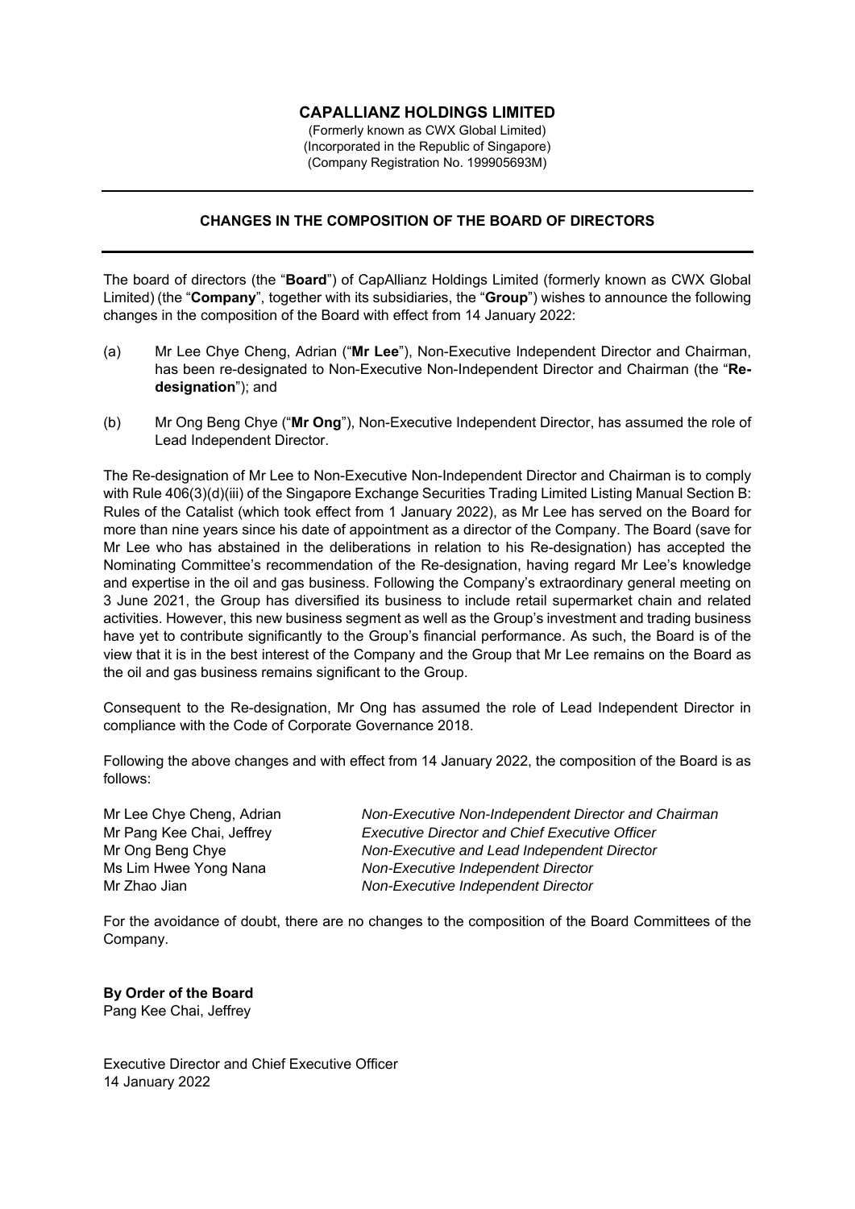# CAPALLIANZ HOLDINGS LIMITED

(Formerly known as CWX Global Limited)
(Incorporated in the Republic of Singapore)
(Company Registration No. 199905693M)

---

## CHANGES IN THE COMPOSITION OF THE BOARD OF DIRECTORS

---

The board of directors (the "**Board**") of CapAllianz Holdings Limited (formerly known as CWX Global Limited) (the "**Company**", together with its subsidiaries, the "**Group**") wishes to announce the following changes in the composition of the Board with effect from 14 January 2022:

(a) Mr Lee Chye Cheng, Adrian ("**Mr Lee**"), Non-Executive Independent Director and Chairman, has been re-designated to Non-Executive Non-Independent Director and Chairman (the "**Re-designation**"); and

(b) Mr Ong Beng Chye ("**Mr Ong**"), Non-Executive Independent Director, has assumed the role of Lead Independent Director.

The Re-designation of Mr Lee to Non-Executive Non-Independent Director and Chairman is to comply with Rule 406(3)(d)(iii) of the Singapore Exchange Securities Trading Limited Listing Manual Section B: Rules of the Catalist (which took effect from 1 January 2022), as Mr Lee has served on the Board for more than nine years since his date of appointment as a director of the Company. The Board (save for Mr Lee who has abstained in the deliberations in relation to his Re-designation) has accepted the Nominating Committee's recommendation of the Re-designation, having regard Mr Lee's knowledge and expertise in the oil and gas business. Following the Company's extraordinary general meeting on 3 June 2021, the Group has diversified its business to include retail supermarket chain and related activities. However, this new business segment as well as the Group's investment and trading business have yet to contribute significantly to the Group's financial performance. As such, the Board is of the view that it is in the best interest of the Company and the Group that Mr Lee remains on the Board as the oil and gas business remains significant to the Group.

Consequent to the Re-designation, Mr Ong has assumed the role of Lead Independent Director in compliance with the Code of Corporate Governance 2018.

Following the above changes and with effect from 14 January 2022, the composition of the Board is as follows:

| | |
|---|---|
| Mr Lee Chye Cheng, Adrian | *Non-Executive Non-Independent Director and Chairman* |
| Mr Pang Kee Chai, Jeffrey | *Executive Director and Chief Executive Officer* |
| Mr Ong Beng Chye | *Non-Executive and Lead Independent Director* |
| Ms Lim Hwee Yong Nana | *Non-Executive Independent Director* |
| Mr Zhao Jian | *Non-Executive Independent Director* |

For the avoidance of doubt, there are no changes to the composition of the Board Committees of the Company.

**By Order of the Board**
Pang Kee Chai, Jeffrey

Executive Director and Chief Executive Officer
14 January 2022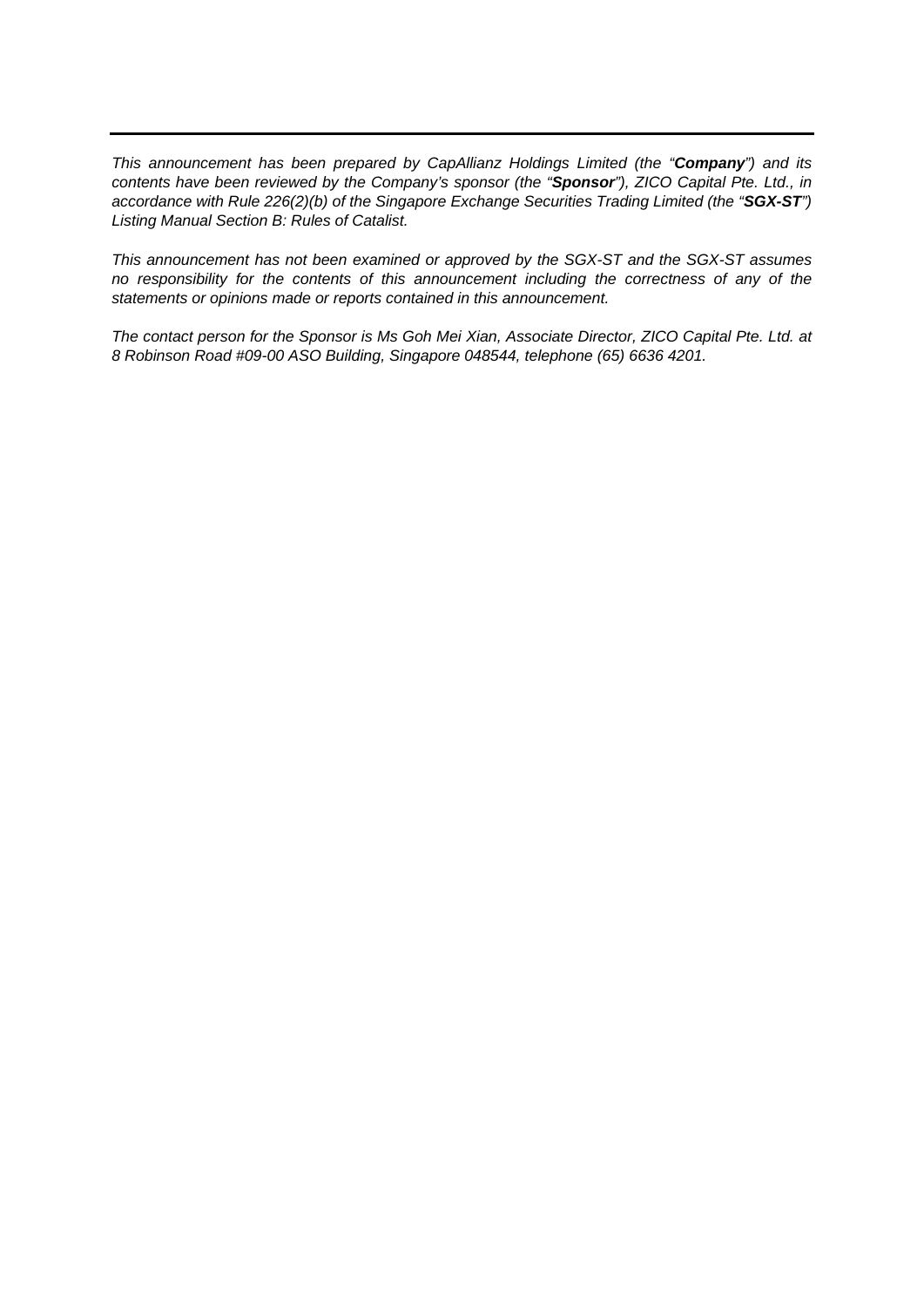---

*This announcement has been prepared by CapAllianz Holdings Limited (the "**Company**") and its contents have been reviewed by the Company's sponsor (the "**Sponsor**"), ZICO Capital Pte. Ltd., in accordance with Rule 226(2)(b) of the Singapore Exchange Securities Trading Limited (the "**SGX-ST**") Listing Manual Section B: Rules of Catalist.*

*This announcement has not been examined or approved by the SGX-ST and the SGX-ST assumes no responsibility for the contents of this announcement including the correctness of any of the statements or opinions made or reports contained in this announcement.*

*The contact person for the Sponsor is Ms Goh Mei Xian, Associate Director, ZICO Capital Pte. Ltd. at 8 Robinson Road #09-00 ASO Building, Singapore 048544, telephone (65) 6636 4201.*